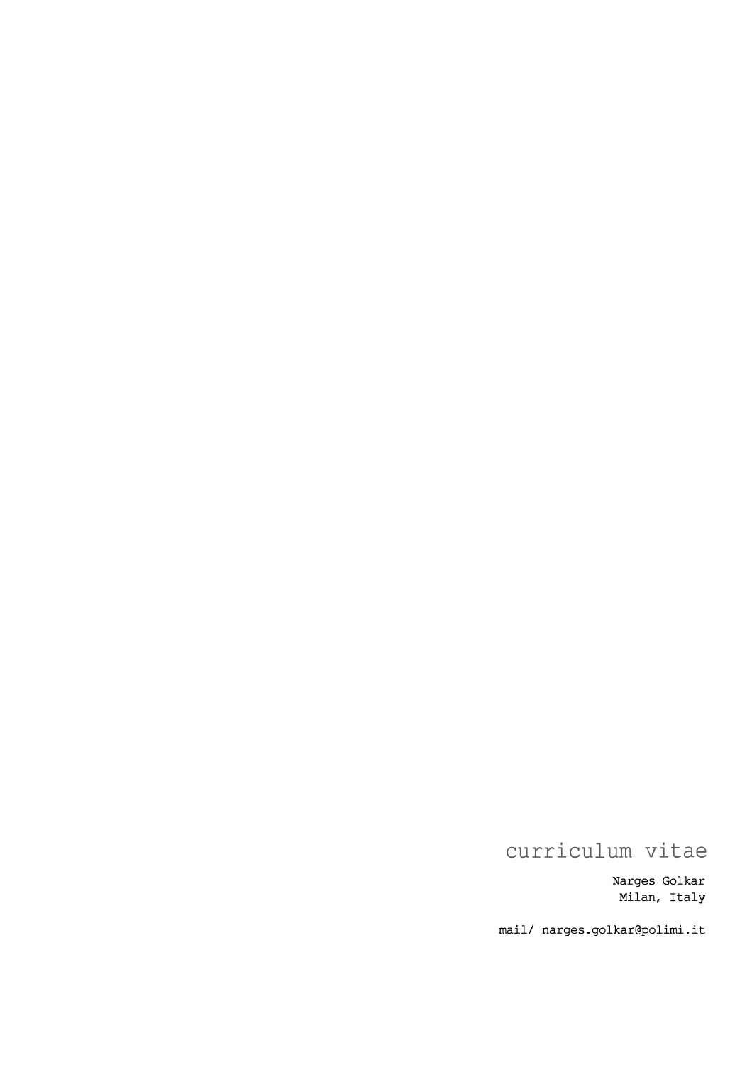# curriculum vitae

Narges Golkar
Milan, Italy

mail/ narges.golkar@polimi.it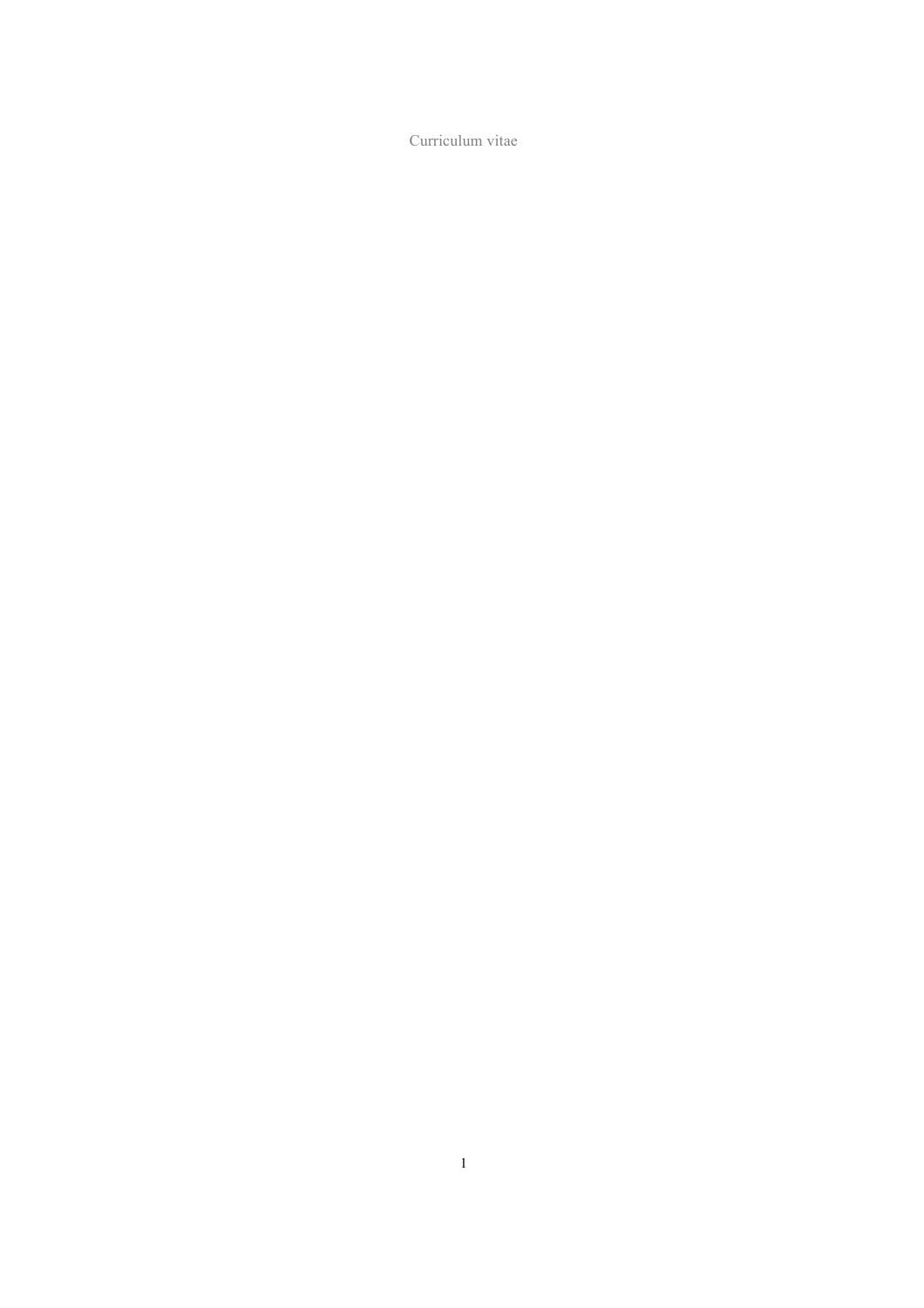Curriculum vitae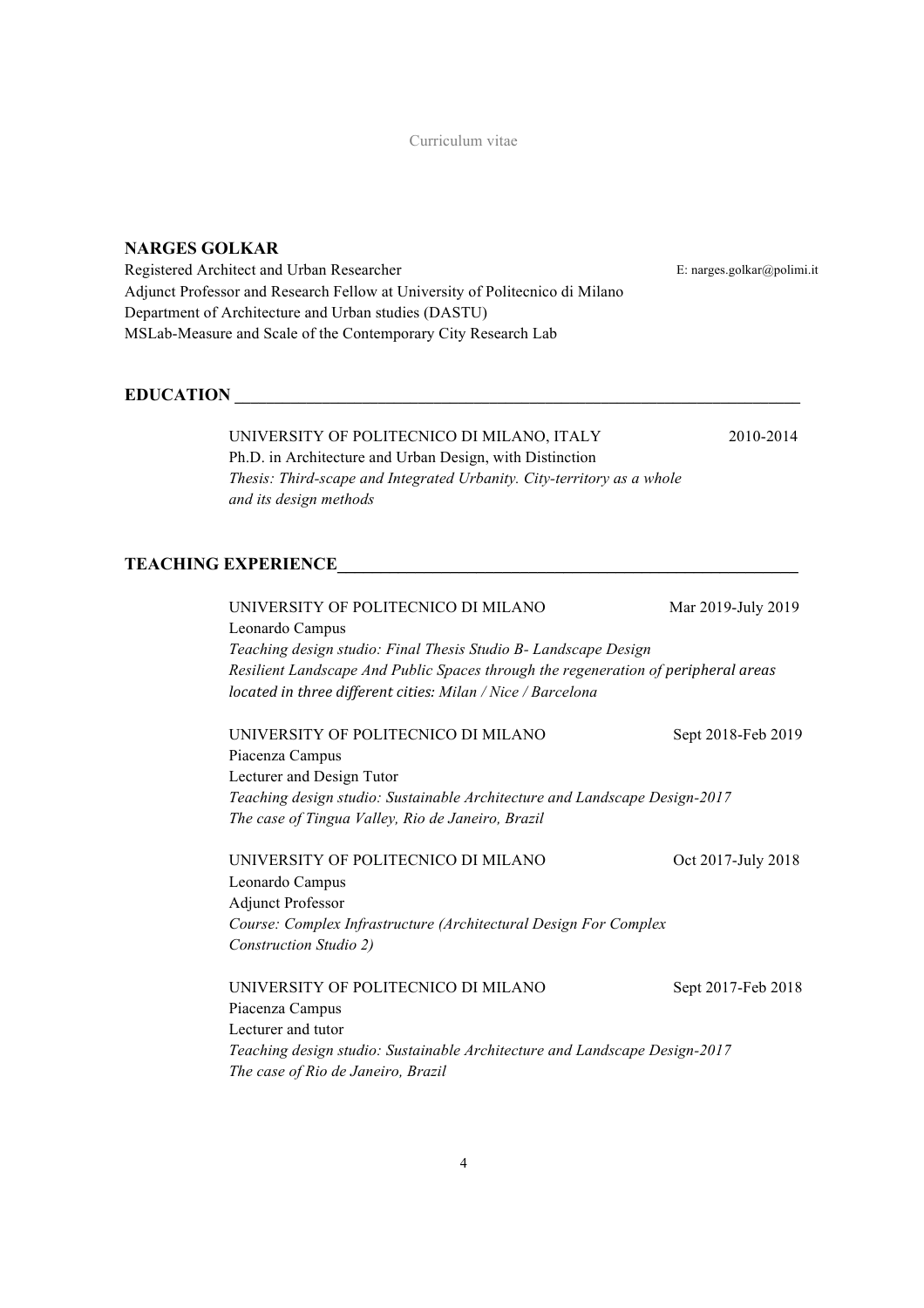Curriculum vitae

## NARGES GOLKAR

Registered Architect and Urban Researcher — E: narges.golkar@polimi.it
Adjunct Professor and Research Fellow at University of Politecnico di Milano
Department of Architecture and Urban studies (DASTU)
MSLab-Measure and Scale of the Contemporary City Research Lab

## EDUCATION

UNIVERSITY OF POLITECNICO DI MILANO, ITALY — 2010-2014
Ph.D. in Architecture and Urban Design, with Distinction
*Thesis: Third-scape and Integrated Urbanity. City-territory as a whole and its design methods*

## TEACHING EXPERIENCE

UNIVERSITY OF POLITECNICO DI MILANO — Mar 2019-July 2019
Leonardo Campus
*Teaching design studio: Final Thesis Studio B- Landscape Design*
*Resilient Landscape And Public Spaces through the regeneration of peripheral areas located in three different cities: Milan / Nice / Barcelona*

UNIVERSITY OF POLITECNICO DI MILANO — Sept 2018-Feb 2019
Piacenza Campus
Lecturer and Design Tutor
*Teaching design studio: Sustainable Architecture and Landscape Design-2017*
*The case of Tingua Valley, Rio de Janeiro, Brazil*

UNIVERSITY OF POLITECNICO DI MILANO — Oct 2017-July 2018
Leonardo Campus
Adjunct Professor
*Course: Complex Infrastructure (Architectural Design For Complex Construction Studio 2)*

UNIVERSITY OF POLITECNICO DI MILANO — Sept 2017-Feb 2018
Piacenza Campus
Lecturer and tutor
*Teaching design studio: Sustainable Architecture and Landscape Design-2017*
*The case of Rio de Janeiro, Brazil*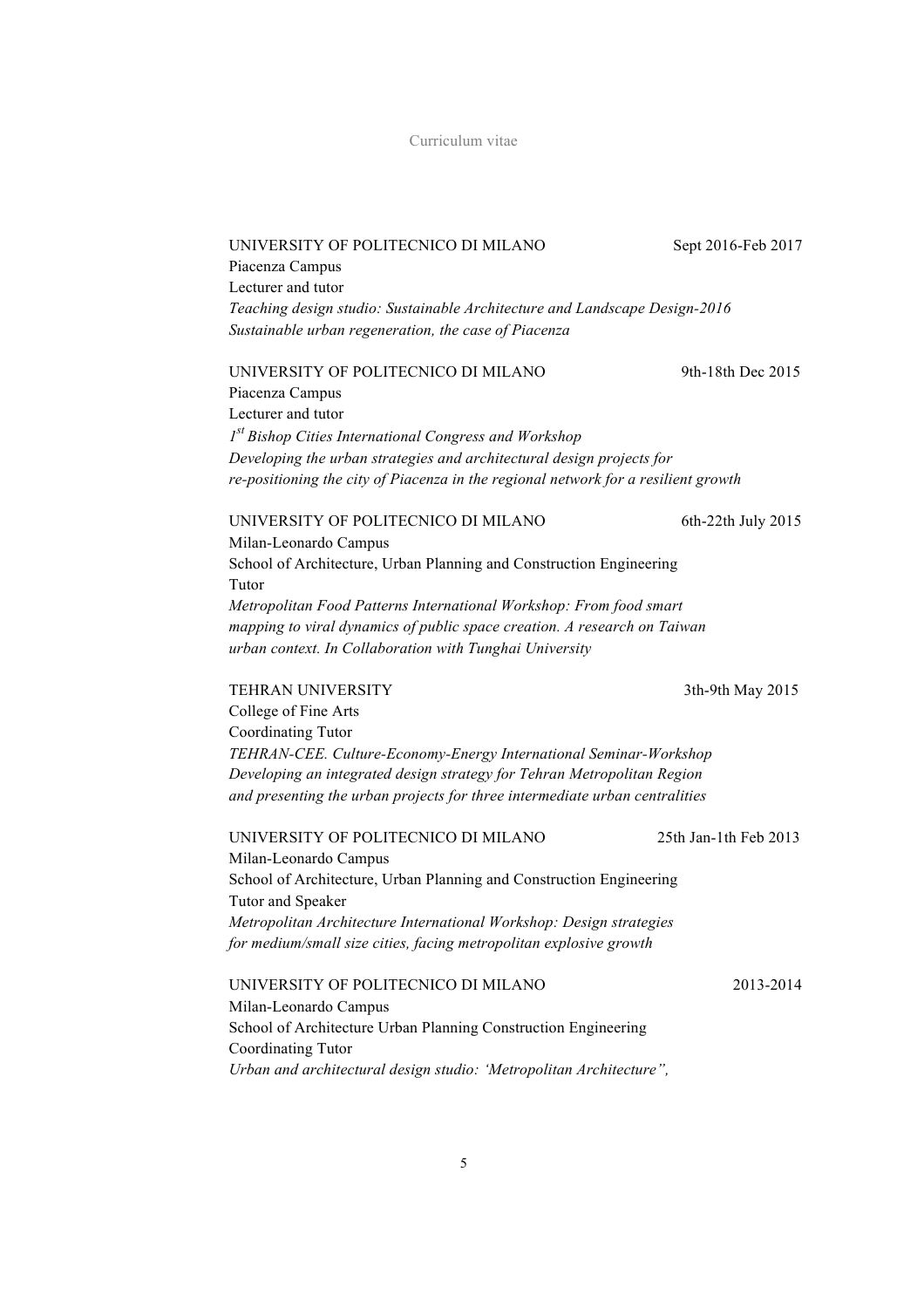UNIVERSITY OF POLITECNICO DI MILANO Sept 2016-Feb 2017
Piacenza Campus
Lecturer and tutor
*Teaching design studio: Sustainable Architecture and Landscape Design-2016*
*Sustainable urban regeneration, the case of Piacenza*

UNIVERSITY OF POLITECNICO DI MILANO 9th-18th Dec 2015
Piacenza Campus
Lecturer and tutor
*1st Bishop Cities International Congress and Workshop*
*Developing the urban strategies and architectural design projects for re-positioning the city of Piacenza in the regional network for a resilient growth*

UNIVERSITY OF POLITECNICO DI MILANO 6th-22th July 2015
Milan-Leonardo Campus
School of Architecture, Urban Planning and Construction Engineering
Tutor
*Metropolitan Food Patterns International Workshop: From food smart mapping to viral dynamics of public space creation. A research on Taiwan urban context. In Collaboration with Tunghai University*

TEHRAN UNIVERSITY 3th-9th May 2015
College of Fine Arts
Coordinating Tutor
*TEHRAN-CEE. Culture-Economy-Energy International Seminar-Workshop*
*Developing an integrated design strategy for Tehran Metropolitan Region and presenting the urban projects for three intermediate urban centralities*

UNIVERSITY OF POLITECNICO DI MILANO 25th Jan-1th Feb 2013
Milan-Leonardo Campus
School of Architecture, Urban Planning and Construction Engineering
Tutor and Speaker
*Metropolitan Architecture International Workshop: Design strategies for medium/small size cities, facing metropolitan explosive growth*

UNIVERSITY OF POLITECNICO DI MILANO 2013-2014
Milan-Leonardo Campus
School of Architecture Urban Planning Construction Engineering
Coordinating Tutor
*Urban and architectural design studio: 'Metropolitan Architecture",*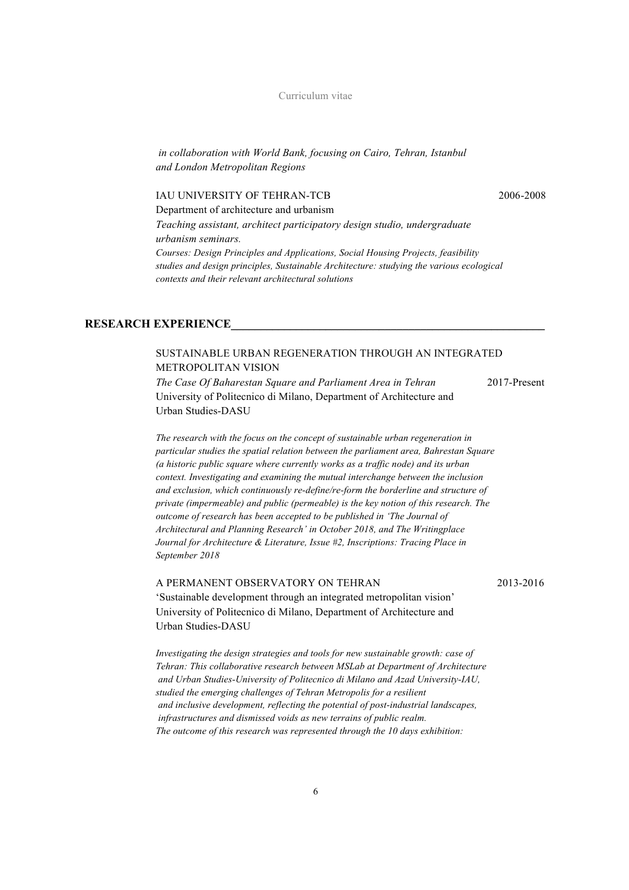*in collaboration with World Bank, focusing on Cairo, Tehran, Istanbul and London Metropolitan Regions*

IAU UNIVERSITY OF TEHRAN-TCB 2006-2008
Department of architecture and urbanism
*Teaching assistant, architect participatory design studio, undergraduate urbanism seminars.*
*Courses: Design Principles and Applications, Social Housing Projects, feasibility studies and design principles, Sustainable Architecture: studying the various ecological contexts and their relevant architectural solutions*

## RESEARCH EXPERIENCE

SUSTAINABLE URBAN REGENERATION THROUGH AN INTEGRATED METROPOLITAN VISION
*The Case Of Baharestan Square and Parliament Area in Tehran* 2017-Present
University of Politecnico di Milano, Department of Architecture and Urban Studies-DASU

*The research with the focus on the concept of sustainable urban regeneration in particular studies the spatial relation between the parliament area, Bahrestan Square (a historic public square where currently works as a traffic node) and its urban context. Investigating and examining the mutual interchange between the inclusion and exclusion, which continuously re-define/re-form the borderline and structure of private (impermeable) and public (permeable) is the key notion of this research. The outcome of research has been accepted to be published in 'The Journal of Architectural and Planning Research' in October 2018, and The Writingplace Journal for Architecture & Literature, Issue #2, Inscriptions: Tracing Place in September 2018*

A PERMANENT OBSERVATORY ON TEHRAN 2013-2016
'Sustainable development through an integrated metropolitan vision'
University of Politecnico di Milano, Department of Architecture and Urban Studies-DASU

*Investigating the design strategies and tools for new sustainable growth: case of Tehran: This collaborative research between MSLab at Department of Architecture and Urban Studies-University of Politecnico di Milano and Azad University-IAU, studied the emerging challenges of Tehran Metropolis for a resilient and inclusive development, reflecting the potential of post-industrial landscapes, infrastructures and dismissed voids as new terrains of public realm. The outcome of this research was represented through the 10 days exhibition:*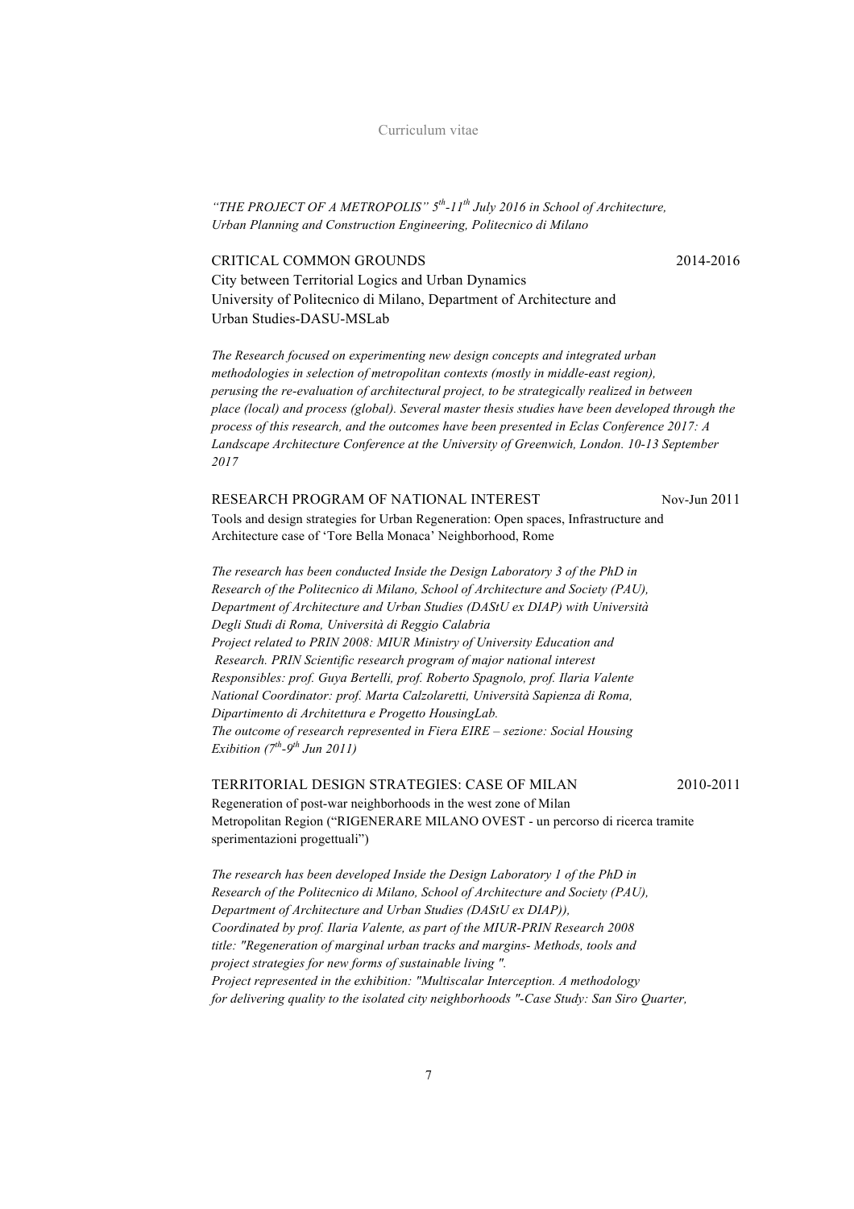*"THE PROJECT OF A METROPOLIS" 5th-11th July 2016 in School of Architecture, Urban Planning and Construction Engineering, Politecnico di Milano*

CRITICAL COMMON GROUNDS 2014-2016

City between Territorial Logics and Urban Dynamics
University of Politecnico di Milano, Department of Architecture and Urban Studies-DASU-MSLab

*The Research focused on experimenting new design concepts and integrated urban methodologies in selection of metropolitan contexts (mostly in middle-east region), perusing the re-evaluation of architectural project, to be strategically realized in between place (local) and process (global). Several master thesis studies have been developed through the process of this research, and the outcomes have been presented in Eclas Conference 2017: A Landscape Architecture Conference at the University of Greenwich, London. 10-13 September 2017*

RESEARCH PROGRAM OF NATIONAL INTEREST Nov-Jun 2011

Tools and design strategies for Urban Regeneration: Open spaces, Infrastructure and Architecture case of 'Tore Bella Monaca' Neighborhood, Rome

*The research has been conducted Inside the Design Laboratory 3 of the PhD in Research of the Politecnico di Milano, School of Architecture and Society (PAU), Department of Architecture and Urban Studies (DAStU ex DIAP) with Università Degli Studi di Roma, Università di Reggio Calabria*
*Project related to PRIN 2008: MIUR Ministry of University Education and Research. PRIN Scientific research program of major national interest*
*Responsibles: prof. Guya Bertelli, prof. Roberto Spagnolo, prof. Ilaria Valente*
*National Coordinator: prof. Marta Calzolaretti, Università Sapienza di Roma, Dipartimento di Architettura e Progetto HousingLab.*
*The outcome of research represented in Fiera EIRE – sezione: Social Housing Exibition (7th-9th Jun 2011)*

TERRITORIAL DESIGN STRATEGIES: CASE OF MILAN 2010-2011

Regeneration of post-war neighborhoods in the west zone of Milan Metropolitan Region ("RIGENERARE MILANO OVEST - un percorso di ricerca tramite sperimentazioni progettuali")

*The research has been developed Inside the Design Laboratory 1 of the PhD in Research of the Politecnico di Milano, School of Architecture and Society (PAU), Department of Architecture and Urban Studies (DAStU ex DIAP)),*
*Coordinated by prof. Ilaria Valente, as part of the MIUR-PRIN Research 2008 title: "Regeneration of marginal urban tracks and margins- Methods, tools and project strategies for new forms of sustainable living ".*
*Project represented in the exhibition: "Multiscalar Interception. A methodology for delivering quality to the isolated city neighborhoods "-Case Study: San Siro Quarter,*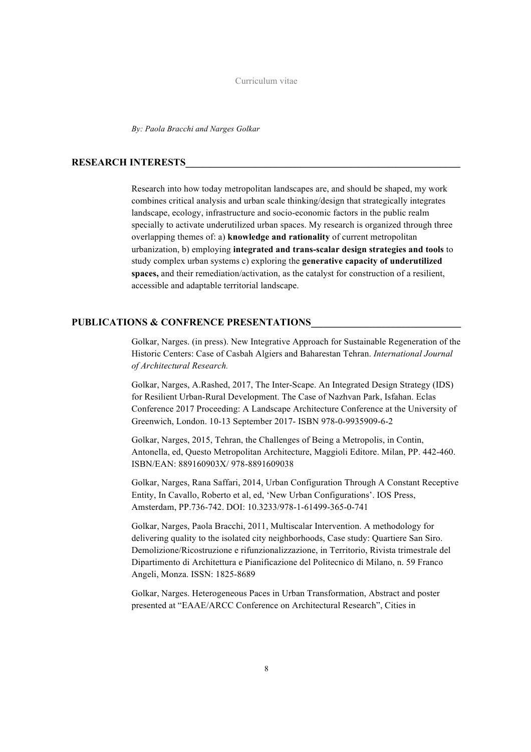Curriculum vitae

*By: Paola Bracchi and Narges Golkar*

## RESEARCH INTERESTS

Research into how today metropolitan landscapes are, and should be shaped, my work combines critical analysis and urban scale thinking/design that strategically integrates landscape, ecology, infrastructure and socio-economic factors in the public realm specially to activate underutilized urban spaces. My research is organized through three overlapping themes of: a) **knowledge and rationality** of current metropolitan urbanization, b) employing **integrated and trans-scalar design strategies and tools** to study complex urban systems c) exploring the **generative capacity of underutilized spaces,** and their remediation/activation, as the catalyst for construction of a resilient, accessible and adaptable territorial landscape.

## PUBLICATIONS & CONFRENCE PRESENTATIONS

Golkar, Narges. (in press). New Integrative Approach for Sustainable Regeneration of the Historic Centers: Case of Casbah Algiers and Baharestan Tehran. *International Journal of Architectural Research.*

Golkar, Narges, A.Rashed, 2017, The Inter-Scape. An Integrated Design Strategy (IDS) for Resilient Urban-Rural Development. The Case of Nazhvan Park, Isfahan. Eclas Conference 2017 Proceeding: A Landscape Architecture Conference at the University of Greenwich, London. 10-13 September 2017- ISBN 978-0-9935909-6-2

Golkar, Narges, 2015, Tehran, the Challenges of Being a Metropolis, in Contin, Antonella, ed, Questo Metropolitan Architecture, Maggioli Editore. Milan, PP. 442-460. ISBN/EAN: 889160903X/ 978-8891609038

Golkar, Narges, Rana Saffari, 2014, Urban Configuration Through A Constant Receptive Entity, In Cavallo, Roberto et al, ed, 'New Urban Configurations'. IOS Press, Amsterdam, PP.736-742. DOI: 10.3233/978-1-61499-365-0-741

Golkar, Narges, Paola Bracchi, 2011, Multiscalar Intervention. A methodology for delivering quality to the isolated city neighborhoods, Case study: Quartiere San Siro. Demolizione/Ricostruzione e rifunzionalizzazione, in Territorio, Rivista trimestrale del Dipartimento di Architettura e Pianificazione del Politecnico di Milano, n. 59 Franco Angeli, Monza. ISSN: 1825-8689

Golkar, Narges. Heterogeneous Paces in Urban Transformation, Abstract and poster presented at "EAAE/ARCC Conference on Architectural Research", Cities in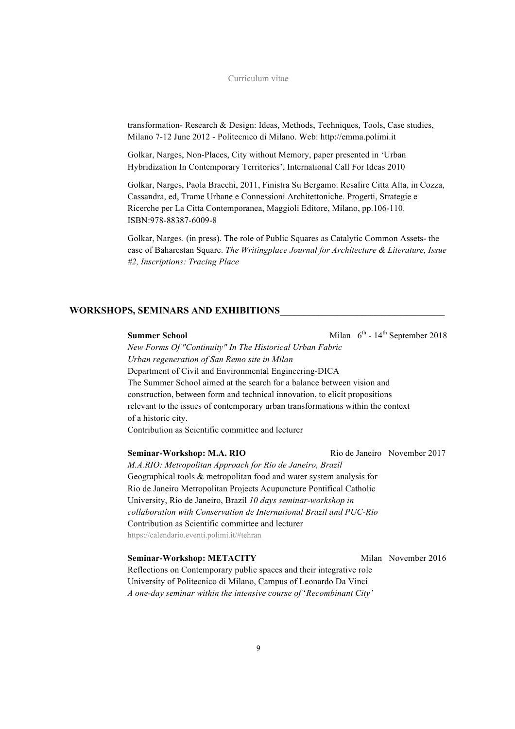transformation- Research & Design: Ideas, Methods, Techniques, Tools, Case studies, Milano 7-12 June 2012 - Politecnico di Milano. Web: http://emma.polimi.it

Golkar, Narges, Non-Places, City without Memory, paper presented in 'Urban Hybridization In Contemporary Territories', International Call For Ideas 2010

Golkar, Narges, Paola Bracchi, 2011, Finistra Su Bergamo. Resalire Citta Alta, in Cozza, Cassandra, ed, Trame Urbane e Connessioni Architettoniche. Progetti, Strategie e Ricerche per La Citta Contemporanea, Maggioli Editore, Milano, pp.106-110. ISBN:978-88387-6009-8

Golkar, Narges. (in press). The role of Public Squares as Catalytic Common Assets- the case of Baharestan Square. *The Writingplace Journal for Architecture & Literature, Issue #2, Inscriptions: Tracing Place*

## WORKSHOPS, SEMINARS AND EXHIBITIONS

**Summer School** — Milan 6th - 14th September 2018

*New Forms Of "Continuity" In The Historical Urban Fabric*
*Urban regeneration of San Remo site in Milan*
Department of Civil and Environmental Engineering-DICA
The Summer School aimed at the search for a balance between vision and construction, between form and technical innovation, to elicit propositions relevant to the issues of contemporary urban transformations within the context of a historic city.
Contribution as Scientific committee and lecturer

**Seminar-Workshop: M.A. RIO** — Rio de Janeiro November 2017

*M.A.RIO: Metropolitan Approach for Rio de Janeiro, Brazil*
Geographical tools & metropolitan food and water system analysis for Rio de Janeiro Metropolitan Projects Acupuncture Pontifical Catholic University, Rio de Janeiro, Brazil *10 days seminar-workshop in collaboration with Conservation de International Brazil and PUC-Rio*
Contribution as Scientific committee and lecturer
https://calendario.eventi.polimi.it/#tehran

**Seminar-Workshop: METACITY** — Milan November 2016

Reflections on Contemporary public spaces and their integrative role
University of Politecnico di Milano, Campus of Leonardo Da Vinci
*A one-day seminar within the intensive course of 'Recombinant City'*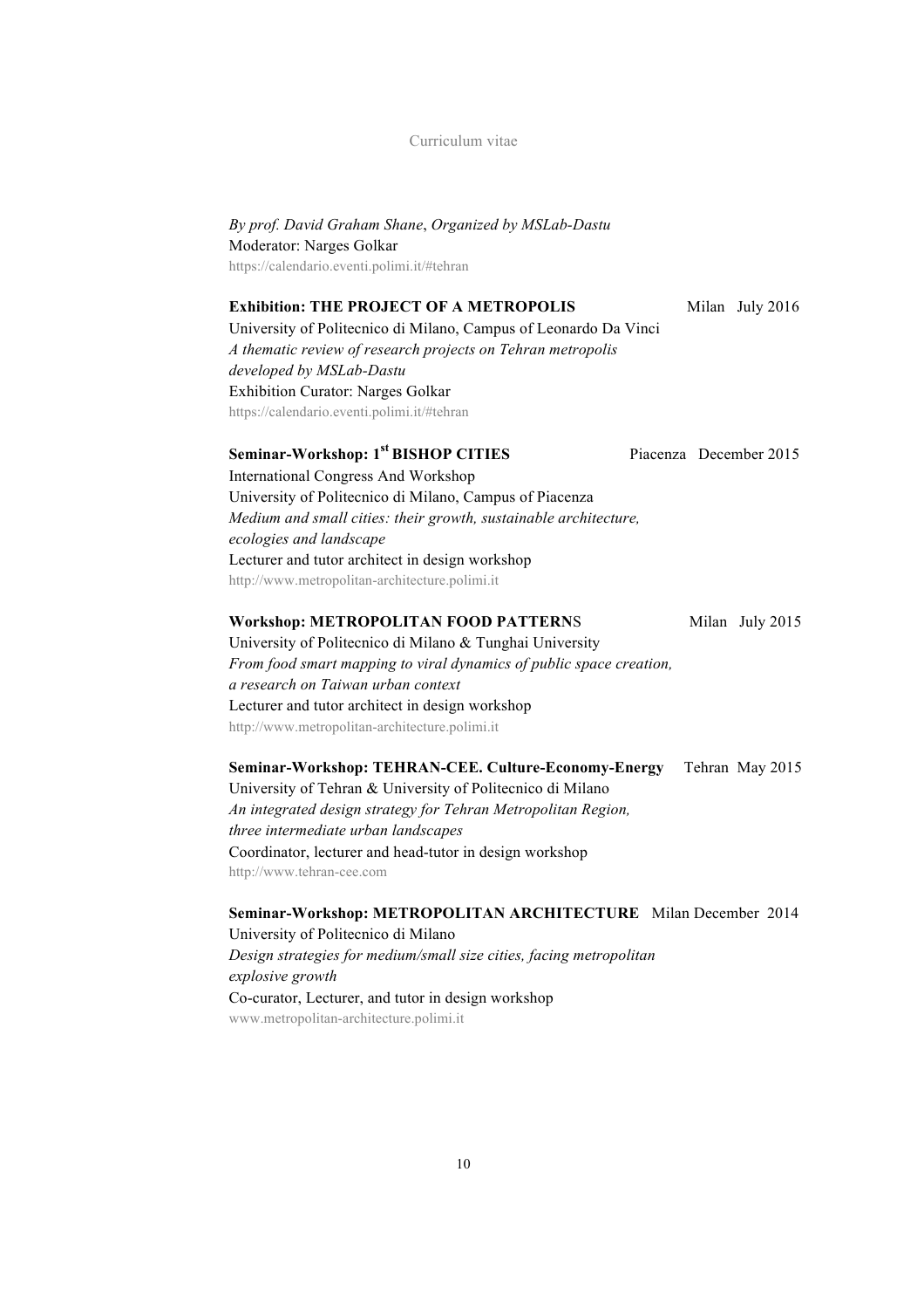*By prof. David Graham Shane*, *Organized by MSLab-Dastu*
Moderator: Narges Golkar
https://calendario.eventi.polimi.it/#tehran

**Exhibition: THE PROJECT OF A METROPOLIS** Milan July 2016
University of Politecnico di Milano, Campus of Leonardo Da Vinci
*A thematic review of research projects on Tehran metropolis developed by MSLab-Dastu*
Exhibition Curator: Narges Golkar
https://calendario.eventi.polimi.it/#tehran

**Seminar-Workshop: 1st BISHOP CITIES** Piacenza December 2015
International Congress And Workshop
University of Politecnico di Milano, Campus of Piacenza
*Medium and small cities: their growth, sustainable architecture, ecologies and landscape*
Lecturer and tutor architect in design workshop
http://www.metropolitan-architecture.polimi.it

**Workshop: METROPOLITAN FOOD PATTERNS** Milan July 2015
University of Politecnico di Milano & Tunghai University
*From food smart mapping to viral dynamics of public space creation, a research on Taiwan urban context*
Lecturer and tutor architect in design workshop
http://www.metropolitan-architecture.polimi.it

**Seminar-Workshop: TEHRAN-CEE. Culture-Economy-Energy** Tehran May 2015
University of Tehran & University of Politecnico di Milano
*An integrated design strategy for Tehran Metropolitan Region, three intermediate urban landscapes*
Coordinator, lecturer and head-tutor in design workshop
http://www.tehran-cee.com

**Seminar-Workshop: METROPOLITAN ARCHITECTURE** Milan December 2014
University of Politecnico di Milano
*Design strategies for medium/small size cities, facing metropolitan explosive growth*
Co-curator, Lecturer, and tutor in design workshop
www.metropolitan-architecture.polimi.it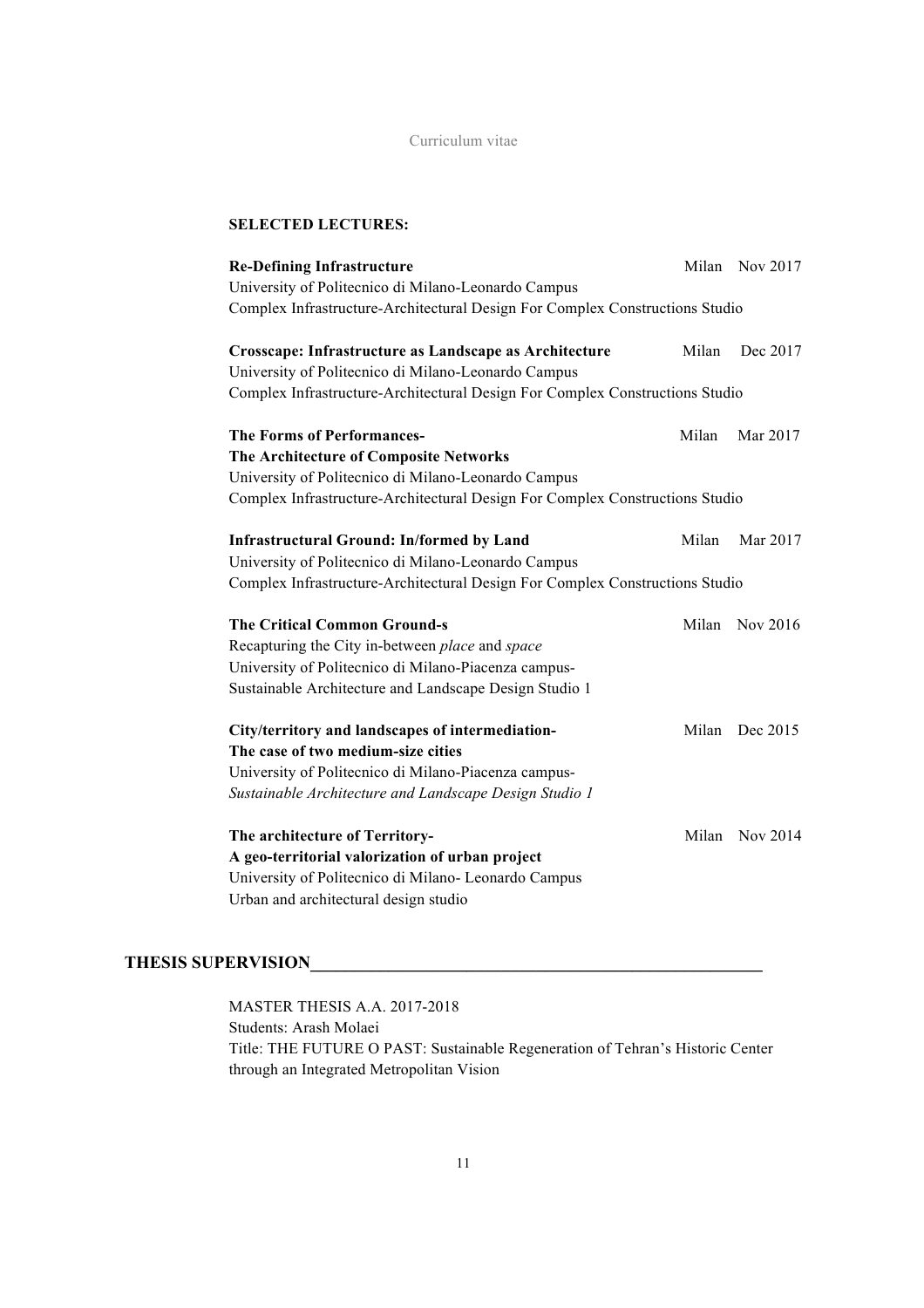## SELECTED LECTURES:

**Re-Defining Infrastructure** Milan Nov 2017
University of Politecnico di Milano-Leonardo Campus
Complex Infrastructure-Architectural Design For Complex Constructions Studio

**Crosscape: Infrastructure as Landscape as Architecture** Milan Dec 2017
University of Politecnico di Milano-Leonardo Campus
Complex Infrastructure-Architectural Design For Complex Constructions Studio

**The Forms of Performances-** Milan Mar 2017
**The Architecture of Composite Networks**
University of Politecnico di Milano-Leonardo Campus
Complex Infrastructure-Architectural Design For Complex Constructions Studio

**Infrastructural Ground: In/formed by Land** Milan Mar 2017
University of Politecnico di Milano-Leonardo Campus
Complex Infrastructure-Architectural Design For Complex Constructions Studio

**The Critical Common Ground-s** Milan Nov 2016
Recapturing the City in-between *place* and *space*
University of Politecnico di Milano-Piacenza campus-
Sustainable Architecture and Landscape Design Studio 1

**City/territory and landscapes of intermediation-** Milan Dec 2015
**The case of two medium-size cities**
University of Politecnico di Milano-Piacenza campus-
*Sustainable Architecture and Landscape Design Studio 1*

**The architecture of Territory-** Milan Nov 2014
**A geo-territorial valorization of urban project**
University of Politecnico di Milano- Leonardo Campus
Urban and architectural design studio

## THESIS SUPERVISION

MASTER THESIS A.A. 2017-2018
Students: Arash Molaei
Title: THE FUTURE O PAST: Sustainable Regeneration of Tehran's Historic Center through an Integrated Metropolitan Vision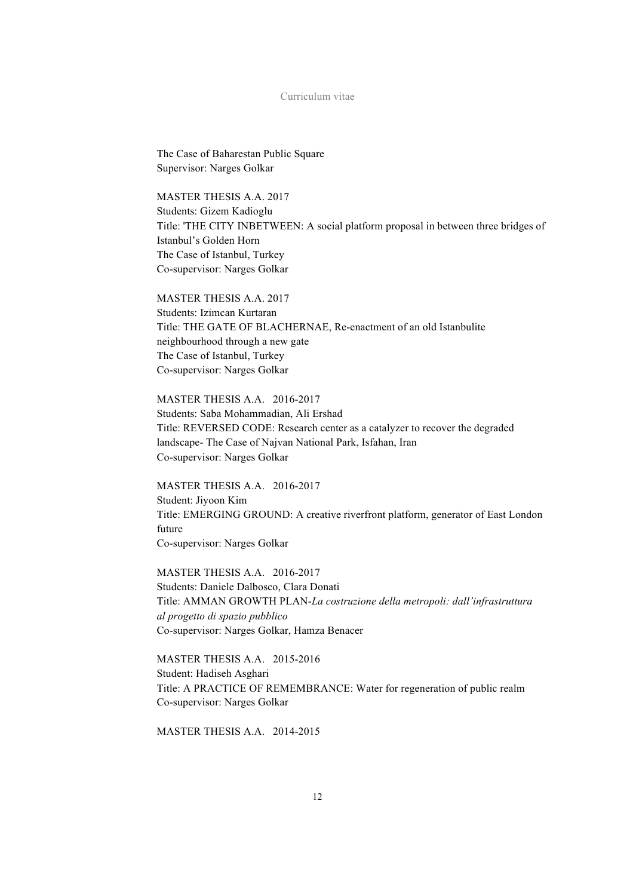The Case of Baharestan Public Square
Supervisor: Narges Golkar

MASTER THESIS A.A. 2017
Students: Gizem Kadioglu
Title: 'THE CITY INBETWEEN: A social platform proposal in between three bridges of Istanbul's Golden Horn
The Case of Istanbul, Turkey
Co-supervisor: Narges Golkar

MASTER THESIS A.A. 2017
Students: Izimcan Kurtaran
Title: THE GATE OF BLACHERNAE, Re-enactment of an old Istanbulite neighbourhood through a new gate
The Case of Istanbul, Turkey
Co-supervisor: Narges Golkar

MASTER THESIS A.A. 2016-2017
Students: Saba Mohammadian, Ali Ershad
Title: REVERSED CODE: Research center as a catalyzer to recover the degraded landscape- The Case of Najvan National Park, Isfahan, Iran
Co-supervisor: Narges Golkar

MASTER THESIS A.A. 2016-2017
Student: Jiyoon Kim
Title: EMERGING GROUND: A creative riverfront platform, generator of East London future
Co-supervisor: Narges Golkar

MASTER THESIS A.A. 2016-2017
Students: Daniele Dalbosco, Clara Donati
Title: AMMAN GROWTH PLAN-*La costruzione della metropoli: dall'infrastruttura al progetto di spazio pubblico*
Co-supervisor: Narges Golkar, Hamza Benacer

MASTER THESIS A.A. 2015-2016
Student: Hadiseh Asghari
Title: A PRACTICE OF REMEMBRANCE: Water for regeneration of public realm
Co-supervisor: Narges Golkar

MASTER THESIS A.A. 2014-2015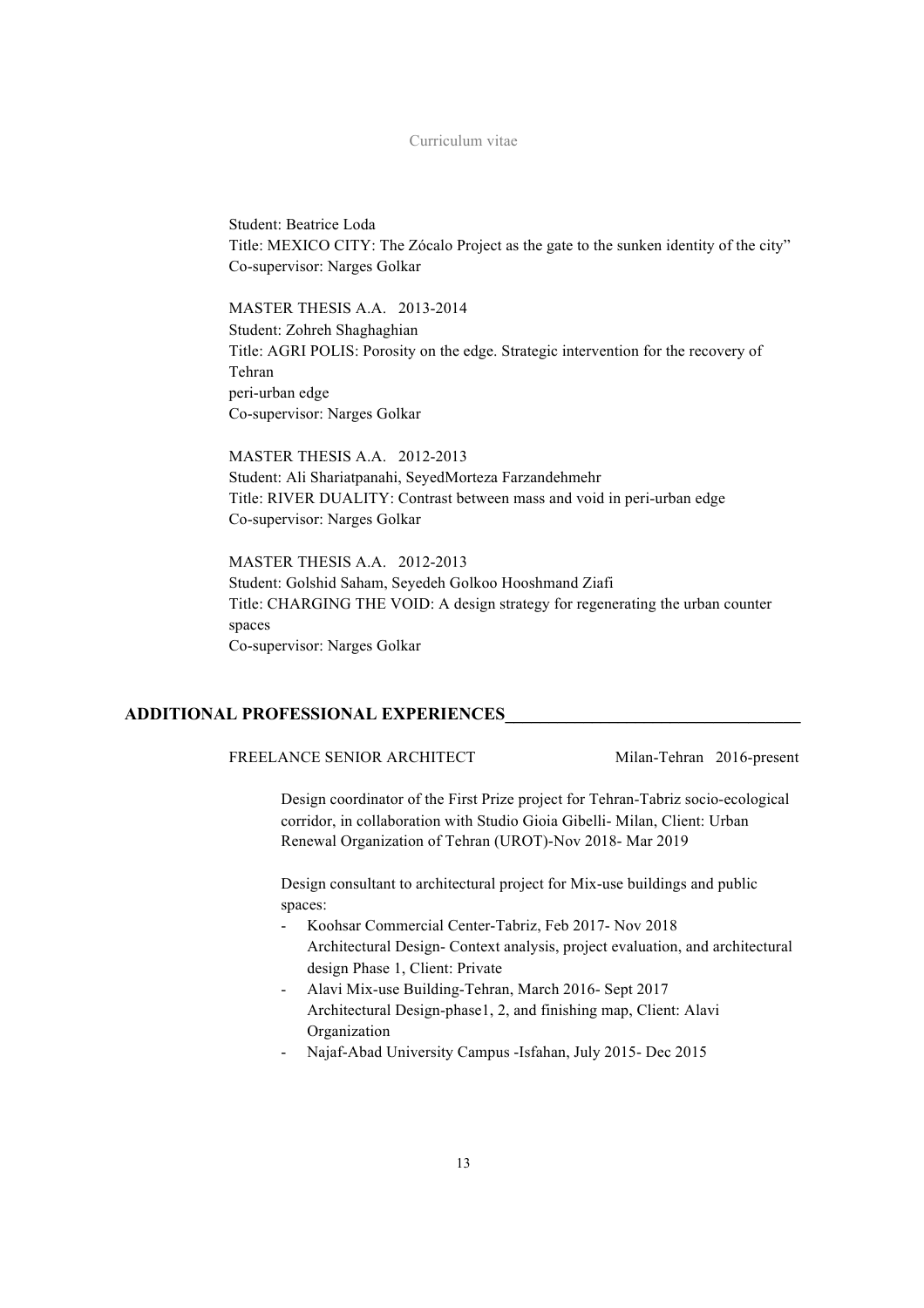Student: Beatrice Loda
Title: MEXICO CITY: The Zócalo Project as the gate to the sunken identity of the city"
Co-supervisor: Narges Golkar

MASTER THESIS A.A. 2013-2014
Student: Zohreh Shaghaghian
Title: AGRI POLIS: Porosity on the edge. Strategic intervention for the recovery of Tehran
peri-urban edge
Co-supervisor: Narges Golkar

MASTER THESIS A.A. 2012-2013
Student: Ali Shariatpanahi, SeyedMorteza Farzandehmehr
Title: RIVER DUALITY: Contrast between mass and void in peri-urban edge
Co-supervisor: Narges Golkar

MASTER THESIS A.A. 2012-2013
Student: Golshid Saham, Seyedeh Golkoo Hooshmand Ziafi
Title: CHARGING THE VOID: A design strategy for regenerating the urban counter spaces
Co-supervisor: Narges Golkar

## ADDITIONAL PROFESSIONAL EXPERIENCES

FREELANCE SENIOR ARCHITECT — Milan-Tehran 2016-present

Design coordinator of the First Prize project for Tehran-Tabriz socio-ecological corridor, in collaboration with Studio Gioia Gibelli- Milan, Client: Urban Renewal Organization of Tehran (UROT)-Nov 2018- Mar 2019

Design consultant to architectural project for Mix-use buildings and public spaces:

- Koohsar Commercial Center-Tabriz, Feb 2017- Nov 2018
  Architectural Design- Context analysis, project evaluation, and architectural design Phase 1, Client: Private
- Alavi Mix-use Building-Tehran, March 2016- Sept 2017
  Architectural Design-phase1, 2, and finishing map, Client: Alavi Organization
- Najaf-Abad University Campus -Isfahan, July 2015- Dec 2015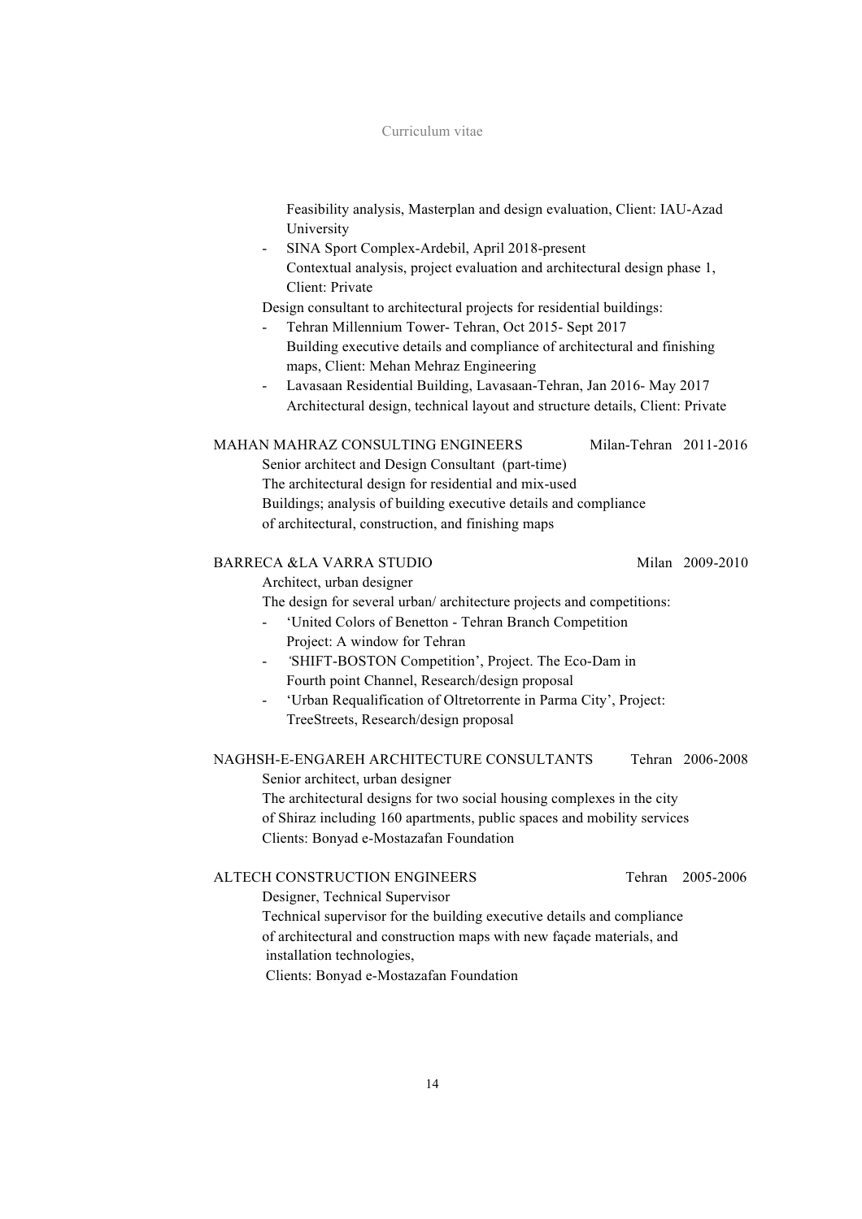Feasibility analysis, Masterplan and design evaluation, Client: IAU-Azad University

- SINA Sport Complex-Ardebil, April 2018-present
  Contextual analysis, project evaluation and architectural design phase 1, Client: Private

Design consultant to architectural projects for residential buildings:

- Tehran Millennium Tower- Tehran, Oct 2015- Sept 2017
  Building executive details and compliance of architectural and finishing maps, Client: Mehan Mehraz Engineering
- Lavasaan Residential Building, Lavasaan-Tehran, Jan 2016- May 2017
  Architectural design, technical layout and structure details, Client: Private

MAHAN MAHRAZ CONSULTING ENGINEERS Milan-Tehran 2011-2016

Senior architect and Design Consultant (part-time)
The architectural design for residential and mix-used Buildings; analysis of building executive details and compliance of architectural, construction, and finishing maps

BARRECA &LA VARRA STUDIO Milan 2009-2010

Architect, urban designer
The design for several urban/ architecture projects and competitions:

- 'United Colors of Benetton - Tehran Branch Competition
  Project: A window for Tehran
- 'SHIFT-BOSTON Competition', Project. The Eco-Dam in Fourth point Channel, Research/design proposal
- 'Urban Requalification of Oltretorrente in Parma City', Project: TreeStreets, Research/design proposal

NAGHSH-E-ENGAREH ARCHITECTURE CONSULTANTS Tehran 2006-2008

Senior architect, urban designer
The architectural designs for two social housing complexes in the city of Shiraz including 160 apartments, public spaces and mobility services
Clients: Bonyad e-Mostazafan Foundation

ALTECH CONSTRUCTION ENGINEERS Tehran 2005-2006

Designer, Technical Supervisor
Technical supervisor for the building executive details and compliance of architectural and construction maps with new façade materials, and installation technologies,
Clients: Bonyad e-Mostazafan Foundation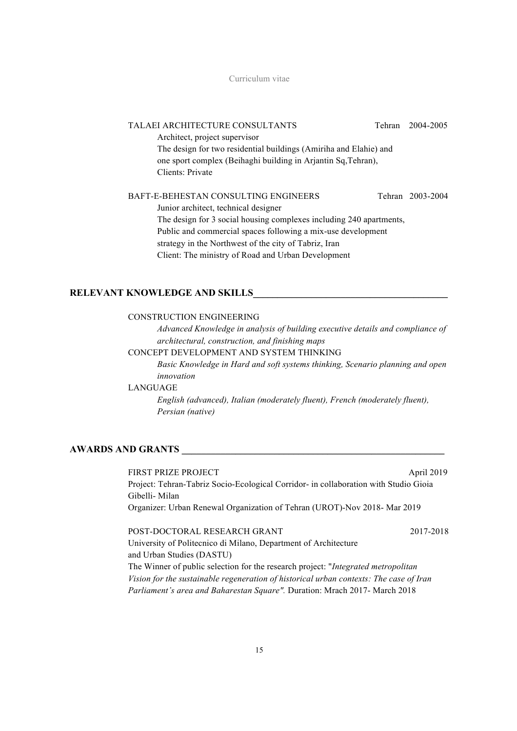TALAEI ARCHITECTURE CONSULTANTS Tehran 2004-2005

Architect, project supervisor
The design for two residential buildings (Amiriha and Elahie) and one sport complex (Beihaghi building in Arjantin Sq,Tehran),
Clients: Private

BAFT-E-BEHESTAN CONSULTING ENGINEERS Tehran 2003-2004

Junior architect, technical designer
The design for 3 social housing complexes including 240 apartments, Public and commercial spaces following a mix-use development strategy in the Northwest of the city of Tabriz, Iran
Client: The ministry of Road and Urban Development

## RELEVANT KNOWLEDGE AND SKILLS

CONSTRUCTION ENGINEERING

*Advanced Knowledge in analysis of building executive details and compliance of architectural, construction, and finishing maps*

CONCEPT DEVELOPMENT AND SYSTEM THINKING

*Basic Knowledge in Hard and soft systems thinking, Scenario planning and open innovation*

LANGUAGE

*English (advanced), Italian (moderately fluent), French (moderately fluent), Persian (native)*

## AWARDS AND GRANTS

FIRST PRIZE PROJECT April 2019

Project: Tehran-Tabriz Socio-Ecological Corridor- in collaboration with Studio Gioia Gibelli- Milan
Organizer: Urban Renewal Organization of Tehran (UROT)-Nov 2018- Mar 2019

POST-DOCTORAL RESEARCH GRANT 2017-2018

University of Politecnico di Milano, Department of Architecture and Urban Studies (DASTU)
The Winner of public selection for the research project: "*Integrated metropolitan Vision for the sustainable regeneration of historical urban contexts: The case of Iran Parliament's area and Baharestan Square".* Duration: Mrach 2017- March 2018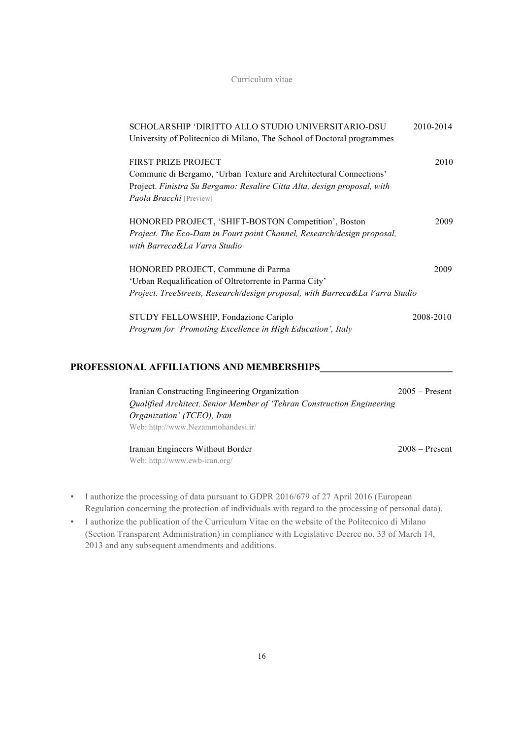SCHOLARSHIP 'DIRITTO ALLO STUDIO UNIVERSITARIO-DSU 2010-2014
University of Politecnico di Milano, The School of Doctoral programmes

FIRST PRIZE PROJECT 2010
Commune di Bergamo, 'Urban Texture and Architectural Connections' Project. *Finistra Su Bergamo: Resalire Citta Alta, design proposal, with Paola Bracchi* [Preview]

HONORED PROJECT, 'SHIFT-BOSTON Competition', Boston 2009
*Project. The Eco-Dam in Fourt point Channel, Research/design proposal, with Barreca&La Varra Studio*

HONORED PROJECT, Commune di Parma 2009
'Urban Requalification of Oltretorrente in Parma City'
*Project. TreeStreets, Research/design proposal, with Barreca&La Varra Studio*

STUDY FELLOWSHIP, Fondazione Cariplo 2008-2010
*Program for 'Promoting Excellence in High Education', Italy*

## PROFESSIONAL AFFILIATIONS AND MEMBERSHIPS

Iranian Constructing Engineering Organization 2005 – Present
*Qualified Architect, Senior Member of 'Tehran Construction Engineering Organization' (TCEO), Iran*
Web: http://www.Nezammohandesi.ir/

Iranian Engineers Without Border 2008 – Present
Web: http://www.ewb-iran.org/

- I authorize the processing of data pursuant to GDPR 2016/679 of 27 April 2016 (European Regulation concerning the protection of individuals with regard to the processing of personal data).
- I authorize the publication of the Curriculum Vitae on the website of the Politecnico di Milano (Section Transparent Administration) in compliance with Legislative Decree no. 33 of March 14, 2013 and any subsequent amendments and additions.